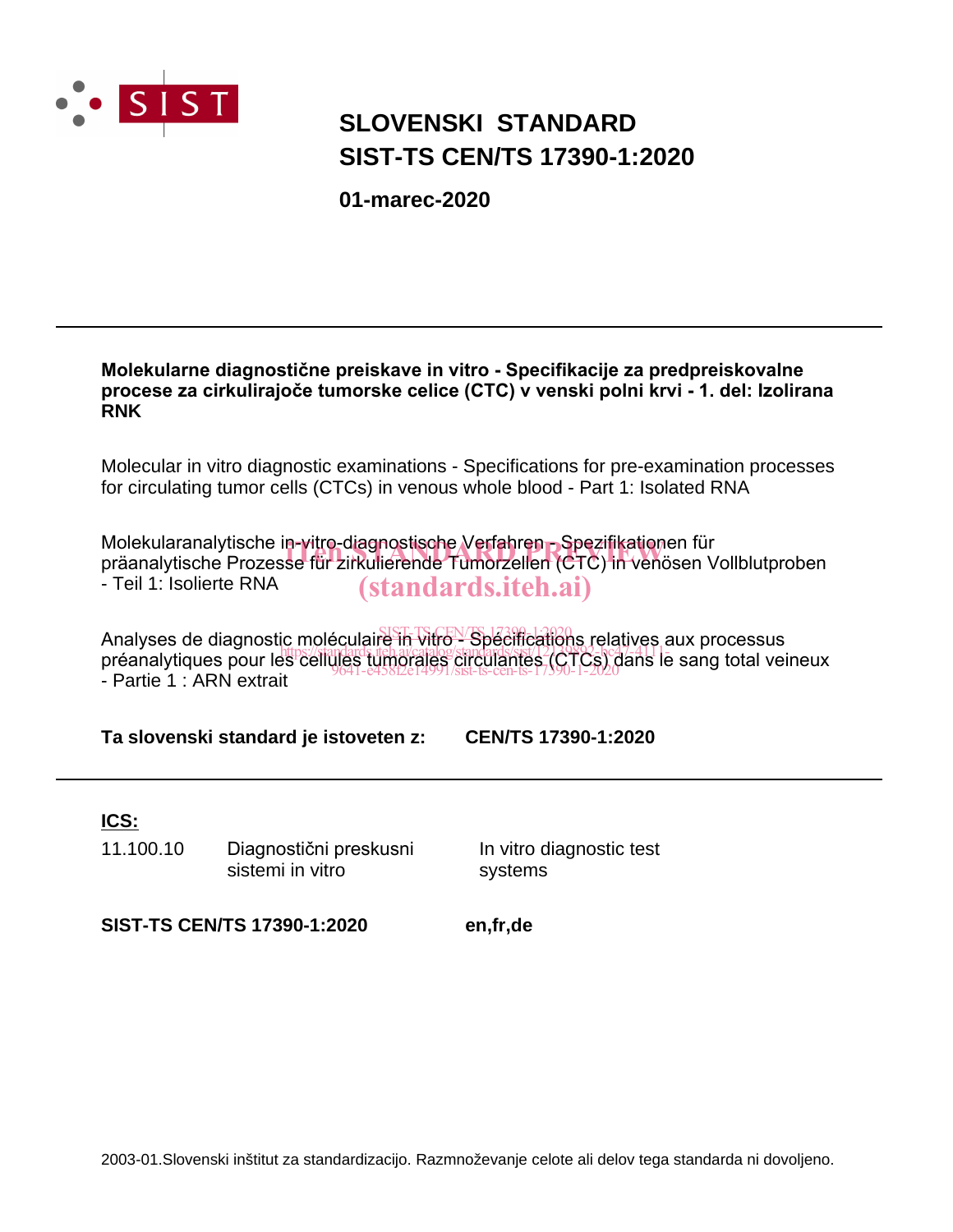SIST

# SLOVENSKI STANDARD
# SIST-TS CEN/TS 17390-1:2020

**01-marec-2020**

---

**Molekularne diagnostične preiskave in vitro - Specifikacije za predpreiskovalne procese za cirkulirajoče tumorske celice (CTC) v venski polni krvi - 1. del: Izolirana RNK**

Molecular in vitro diagnostic examinations - Specifications for pre-examination processes for circulating tumor cells (CTCs) in venous whole blood - Part 1: Isolated RNA

Molekularanalytische in-vitro-diagnostische Verfahren - Spezifikationen für präanalytische Prozesse für zirkulierende Tumorzellen (CTC) in venösen Vollblutproben - Teil 1: Isolierte RNA

Analyses de diagnostic moléculaire in vitro - Spécifications relatives aux processus préanalytiques pour les cellules tumorales circulantes (CTCs) dans le sang total veineux - Partie 1 : ARN extrait

**Ta slovenski standard je istoveten z: CEN/TS 17390-1:2020**

---

**ICS:**

| | | |
|---|---|---|
| 11.100.10 | Diagnostični preskusni sistemi in vitro | In vitro diagnostic test systems |

**SIST-TS CEN/TS 17390-1:2020** **en,fr,de**

2003-01.Slovenski inštitut za standardizacijo. Razmnoževanje celote ali delov tega standarda ni dovoljeno.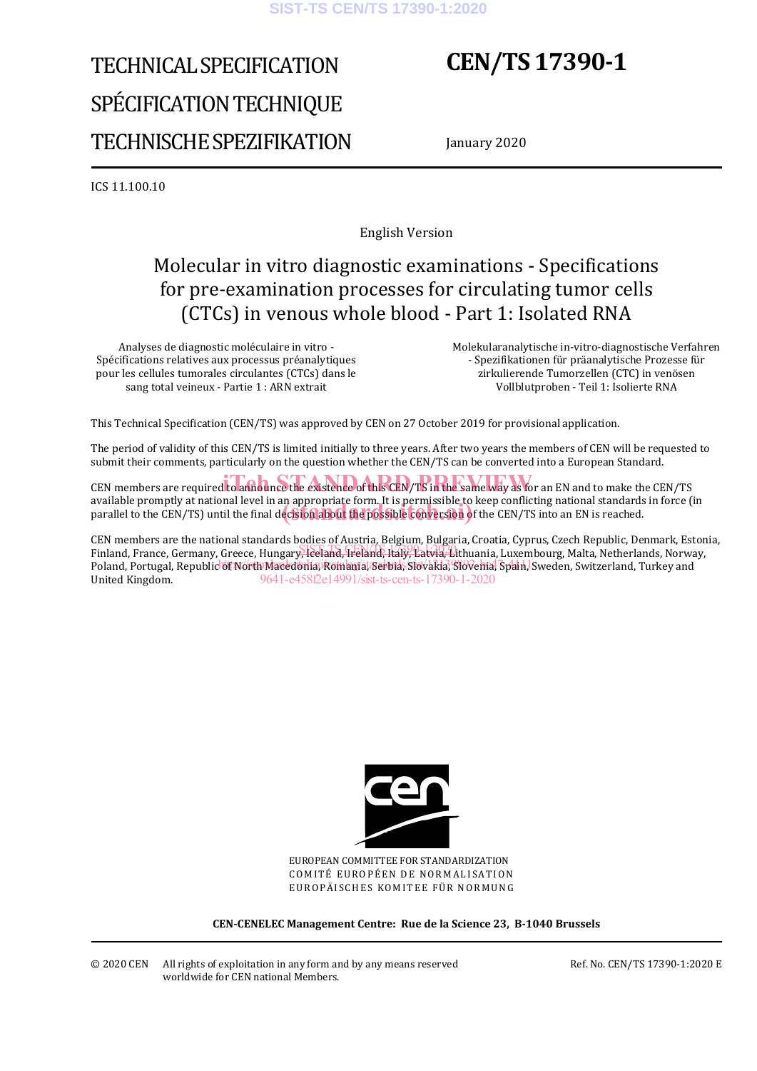# TECHNICAL SPECIFICATION
# SPÉCIFICATION TECHNIQUE
# TECHNISCHE SPEZIFIKATION

# CEN/TS 17390-1

January 2020

ICS 11.100.10

English Version

## Molecular in vitro diagnostic examinations - Specifications for pre-examination processes for circulating tumor cells (CTCs) in venous whole blood - Part 1: Isolated RNA

Analyses de diagnostic moléculaire in vitro - Spécifications relatives aux processus préanalytiques pour les cellules tumorales circulantes (CTCs) dans le sang total veineux - Partie 1 : ARN extrait

Molekularanalytische in-vitro-diagnostische Verfahren - Spezifikationen für präanalytische Prozesse für zirkulierende Tumorzellen (CTC) in venösen Vollblutproben - Teil 1: Isolierte RNA

This Technical Specification (CEN/TS) was approved by CEN on 27 October 2019 for provisional application.

The period of validity of this CEN/TS is limited initially to three years. After two years the members of CEN will be requested to submit their comments, particularly on the question whether the CEN/TS can be converted into a European Standard.

CEN members are required to announce the existence of this CEN/TS in the same way as for an EN and to make the CEN/TS available promptly at national level in an appropriate form. It is permissible to keep conflicting national standards in force (in parallel to the CEN/TS) until the final decision about the possible conversion of the CEN/TS into an EN is reached.

CEN members are the national standards bodies of Austria, Belgium, Bulgaria, Croatia, Cyprus, Czech Republic, Denmark, Estonia, Finland, France, Germany, Greece, Hungary, Iceland, Ireland, Italy, Latvia, Lithuania, Luxembourg, Malta, Netherlands, Norway, Poland, Portugal, Republic of North Macedonia, Romania, Serbia, Slovakia, Slovenia, Spain, Sweden, Switzerland, Turkey and United Kingdom.

EUROPEAN COMMITTEE FOR STANDARDIZATION
COMITÉ EUROPÉEN DE NORMALISATION
EUROPÄISCHES KOMITEE FÜR NORMUNG

**CEN-CENELEC Management Centre: Rue de la Science 23, B-1040 Brussels**

© 2020 CEN All rights of exploitation in any form and by any means reserved worldwide for CEN national Members.

Ref. No. CEN/TS 17390-1:2020 E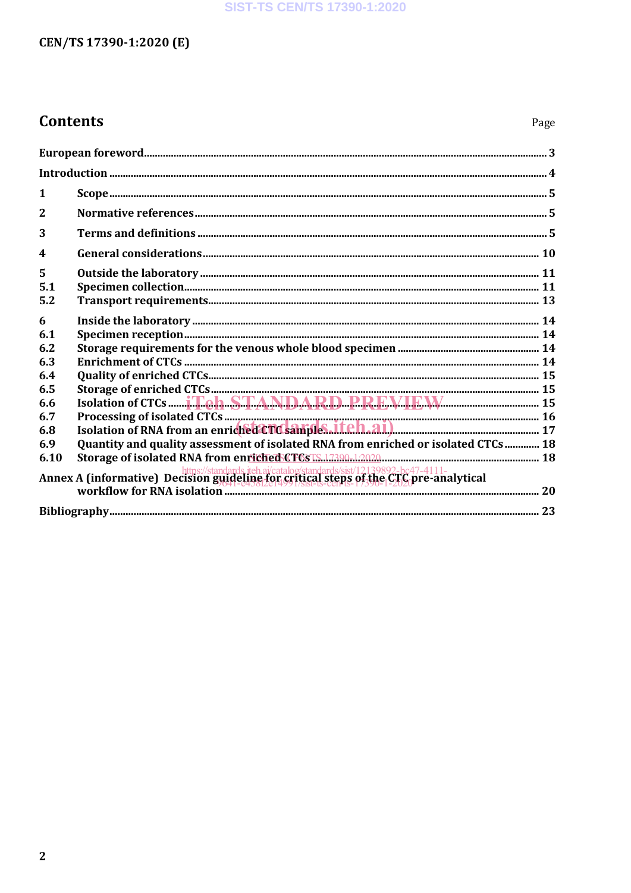# Contents

| | | Page |
|---|---|---|
| **European foreword** | | **3** |
| **Introduction** | | **4** |
| **1** | **Scope** | **5** |
| **2** | **Normative references** | **5** |
| **3** | **Terms and definitions** | **5** |
| **4** | **General considerations** | **10** |
| **5** | **Outside the laboratory** | **11** |
| **5.1** | **Specimen collection** | **11** |
| **5.2** | **Transport requirements** | **13** |
| **6** | **Inside the laboratory** | **14** |
| **6.1** | **Specimen reception** | **14** |
| **6.2** | **Storage requirements for the venous whole blood specimen** | **14** |
| **6.3** | **Enrichment of CTCs** | **14** |
| **6.4** | **Quality of enriched CTCs** | **15** |
| **6.5** | **Storage of enriched CTCs** | **15** |
| **6.6** | **Isolation of CTCs** | **15** |
| **6.7** | **Processing of isolated CTCs** | **16** |
| **6.8** | **Isolation of RNA from an enriched CTC sample** | **17** |
| **6.9** | **Quantity and quality assessment of isolated RNA from enriched or isolated CTCs** | **18** |
| **6.10** | **Storage of isolated RNA from enriched CTCs** | **18** |
| **Annex A (informative)** | **Decision guideline for critical steps of the CTC pre-analytical workflow for RNA isolation** | **20** |
| **Bibliography** | | **23** |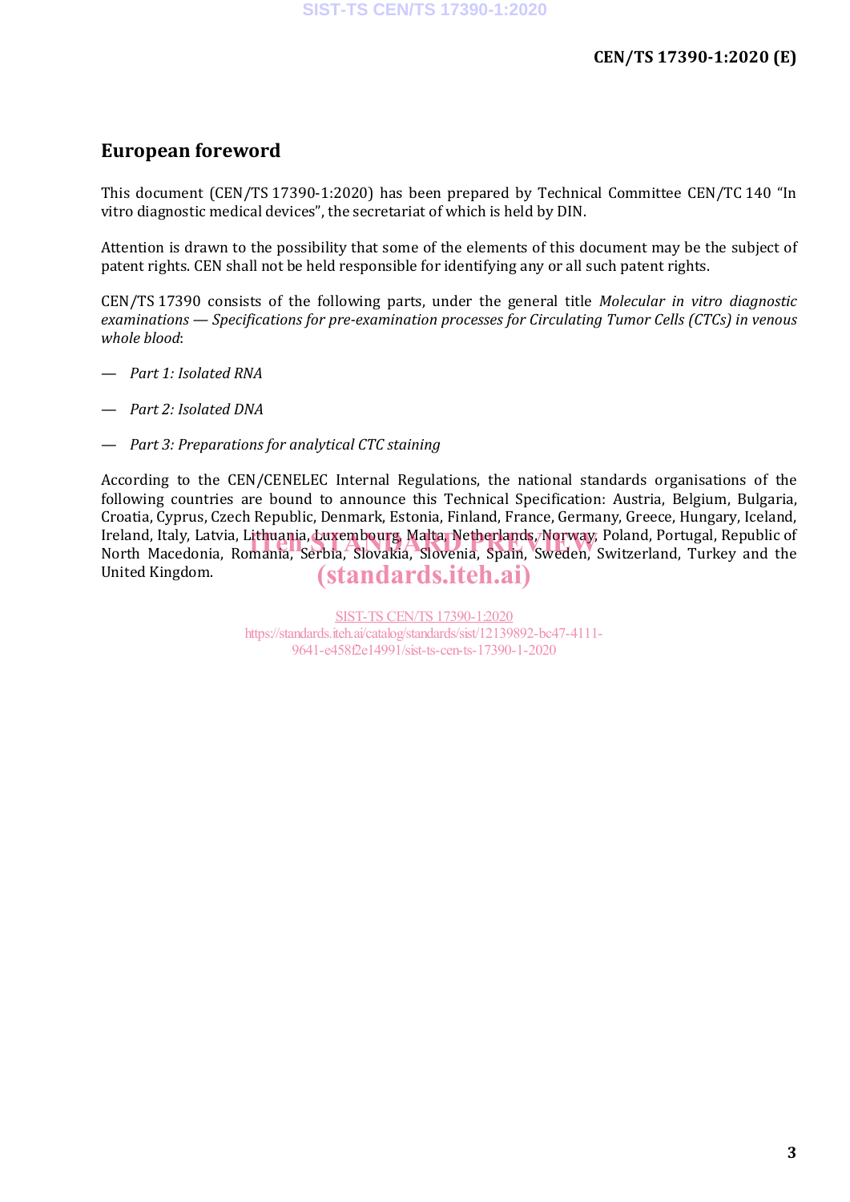# European foreword

This document (CEN/TS 17390-1:2020) has been prepared by Technical Committee CEN/TC 140 "In vitro diagnostic medical devices", the secretariat of which is held by DIN.

Attention is drawn to the possibility that some of the elements of this document may be the subject of patent rights. CEN shall not be held responsible for identifying any or all such patent rights.

CEN/TS 17390 consists of the following parts, under the general title *Molecular in vitro diagnostic examinations — Specifications for pre-examination processes for Circulating Tumor Cells (CTCs) in venous whole blood*:

— *Part 1: Isolated RNA*

— *Part 2: Isolated DNA*

— *Part 3: Preparations for analytical CTC staining*

According to the CEN/CENELEC Internal Regulations, the national standards organisations of the following countries are bound to announce this Technical Specification: Austria, Belgium, Bulgaria, Croatia, Cyprus, Czech Republic, Denmark, Estonia, Finland, France, Germany, Greece, Hungary, Iceland, Ireland, Italy, Latvia, Lithuania, Luxembourg, Malta, Netherlands, Norway, Poland, Portugal, Republic of North Macedonia, Romania, Serbia, Slovakia, Slovenia, Spain, Sweden, Switzerland, Turkey and the United Kingdom.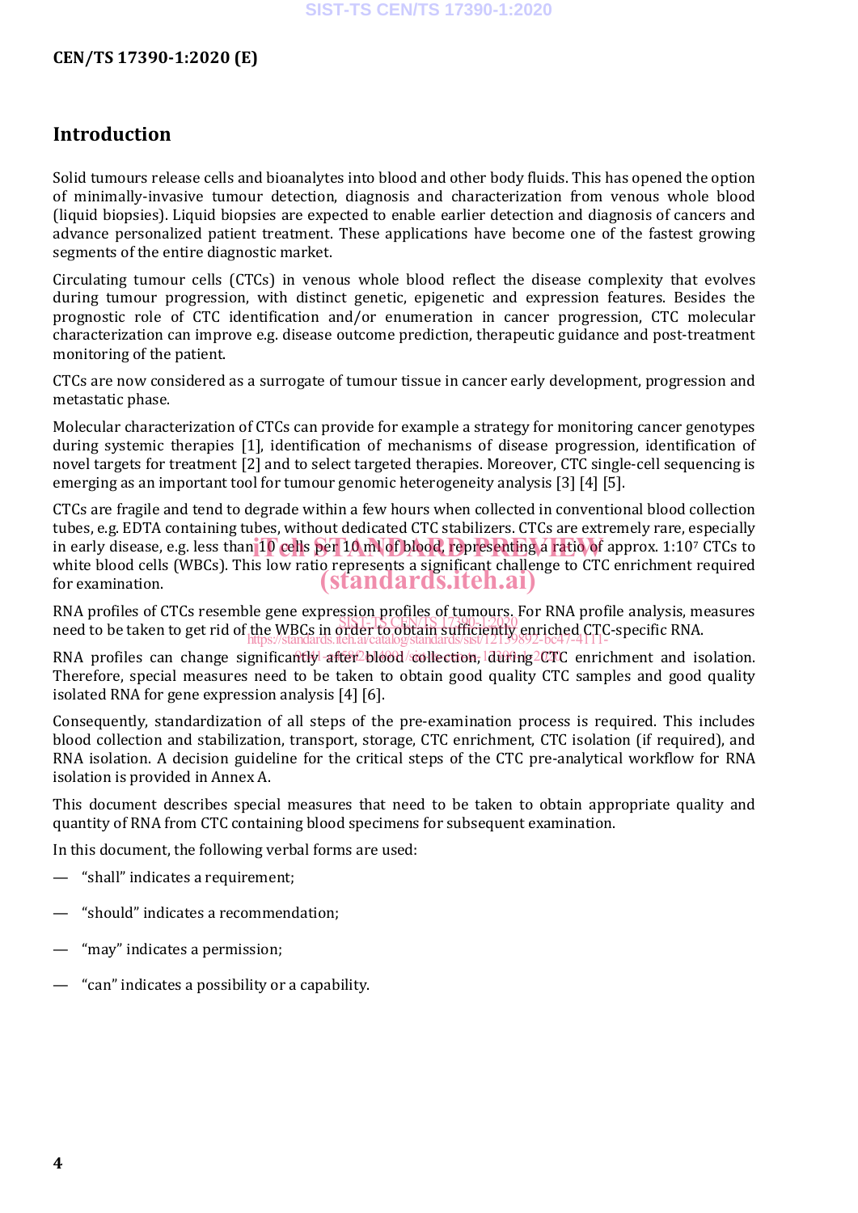## Introduction

Solid tumours release cells and bioanalytes into blood and other body fluids. This has opened the option of minimally-invasive tumour detection, diagnosis and characterization from venous whole blood (liquid biopsies). Liquid biopsies are expected to enable earlier detection and diagnosis of cancers and advance personalized patient treatment. These applications have become one of the fastest growing segments of the entire diagnostic market.

Circulating tumour cells (CTCs) in venous whole blood reflect the disease complexity that evolves during tumour progression, with distinct genetic, epigenetic and expression features. Besides the prognostic role of CTC identification and/or enumeration in cancer progression, CTC molecular characterization can improve e.g. disease outcome prediction, therapeutic guidance and post-treatment monitoring of the patient.

CTCs are now considered as a surrogate of tumour tissue in cancer early development, progression and metastatic phase.

Molecular characterization of CTCs can provide for example a strategy for monitoring cancer genotypes during systemic therapies [1], identification of mechanisms of disease progression, identification of novel targets for treatment [2] and to select targeted therapies. Moreover, CTC single-cell sequencing is emerging as an important tool for tumour genomic heterogeneity analysis [3] [4] [5].

CTCs are fragile and tend to degrade within a few hours when collected in conventional blood collection tubes, e.g. EDTA containing tubes, without dedicated CTC stabilizers. CTCs are extremely rare, especially in early disease, e.g. less than 10 cells per 10 ml of blood, representing a ratio of approx. 1:$10^7$ CTCs to white blood cells (WBCs). This low ratio represents a significant challenge to CTC enrichment required for examination.

RNA profiles of CTCs resemble gene expression profiles of tumours. For RNA profile analysis, measures need to be taken to get rid of the WBCs in order to obtain sufficiently enriched CTC-specific RNA.

RNA profiles can change significantly after blood collection, during CTC enrichment and isolation. Therefore, special measures need to be taken to obtain good quality CTC samples and good quality isolated RNA for gene expression analysis [4] [6].

Consequently, standardization of all steps of the pre-examination process is required. This includes blood collection and stabilization, transport, storage, CTC enrichment, CTC isolation (if required), and RNA isolation. A decision guideline for the critical steps of the CTC pre-analytical workflow for RNA isolation is provided in Annex A.

This document describes special measures that need to be taken to obtain appropriate quality and quantity of RNA from CTC containing blood specimens for subsequent examination.

In this document, the following verbal forms are used:

— "shall" indicates a requirement;

— "should" indicates a recommendation;

— "may" indicates a permission;

— "can" indicates a possibility or a capability.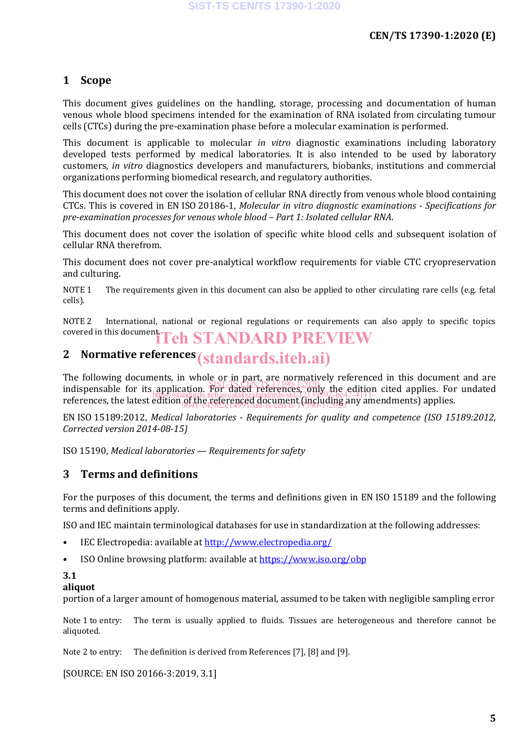# 1 Scope

This document gives guidelines on the handling, storage, processing and documentation of human venous whole blood specimens intended for the examination of RNA isolated from circulating tumour cells (CTCs) during the pre-examination phase before a molecular examination is performed.

This document is applicable to molecular *in vitro* diagnostic examinations including laboratory developed tests performed by medical laboratories. It is also intended to be used by laboratory customers, *in vitro* diagnostics developers and manufacturers, biobanks, institutions and commercial organizations performing biomedical research, and regulatory authorities.

This document does not cover the isolation of cellular RNA directly from venous whole blood containing CTCs. This is covered in EN ISO 20186-1, *Molecular in vitro diagnostic examinations - Specifications for pre-examination processes for venous whole blood – Part 1: Isolated cellular RNA*.

This document does not cover the isolation of specific white blood cells and subsequent isolation of cellular RNA therefrom.

This document does not cover pre-analytical workflow requirements for viable CTC cryopreservation and culturing.

NOTE 1 The requirements given in this document can also be applied to other circulating rare cells (e.g. fetal cells).

NOTE 2 International, national or regional regulations or requirements can also apply to specific topics covered in this document.

# 2 Normative references

The following documents, in whole or in part, are normatively referenced in this document and are indispensable for its application. For dated references, only the edition cited applies. For undated references, the latest edition of the referenced document (including any amendments) applies.

EN ISO 15189:2012, *Medical laboratories - Requirements for quality and competence (ISO 15189:2012, Corrected version 2014-08-15)*

ISO 15190, *Medical laboratories — Requirements for safety*

# 3 Terms and definitions

For the purposes of this document, the terms and definitions given in EN ISO 15189 and the following terms and definitions apply.

ISO and IEC maintain terminological databases for use in standardization at the following addresses:

- IEC Electropedia: available at http://www.electropedia.org/
- ISO Online browsing platform: available at https://www.iso.org/obp

**3.1**
**aliquot**
portion of a larger amount of homogenous material, assumed to be taken with negligible sampling error

Note 1 to entry: The term is usually applied to fluids. Tissues are heterogeneous and therefore cannot be aliquoted.

Note 2 to entry: The definition is derived from References [7], [8] and [9].

[SOURCE: EN ISO 20166-3:2019, 3.1]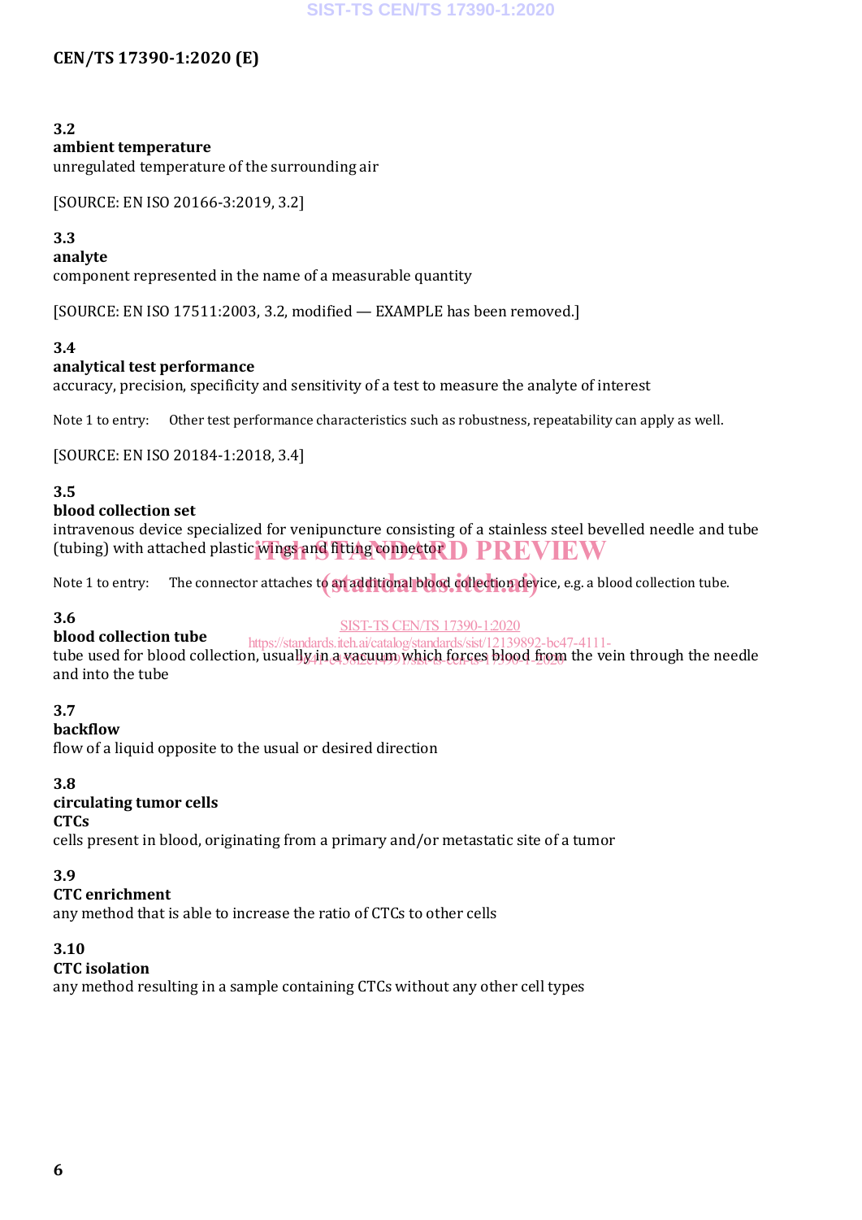3.2

**ambient temperature**

unregulated temperature of the surrounding air

[SOURCE: EN ISO 20166-3:2019, 3.2]

3.3

**analyte**

component represented in the name of a measurable quantity

[SOURCE: EN ISO 17511:2003, 3.2, modified — EXAMPLE has been removed.]

3.4

**analytical test performance**

accuracy, precision, specificity and sensitivity of a test to measure the analyte of interest

Note 1 to entry: Other test performance characteristics such as robustness, repeatability can apply as well.

[SOURCE: EN ISO 20184-1:2018, 3.4]

3.5

**blood collection set**

intravenous device specialized for venipuncture consisting of a stainless steel bevelled needle and tube (tubing) with attached plastic wings and fitting connector

Note 1 to entry: The connector attaches to an additional blood collection device, e.g. a blood collection tube.

3.6

**blood collection tube**

tube used for blood collection, usually in a vacuum which forces blood from the vein through the needle and into the tube

3.7

**backflow**

flow of a liquid opposite to the usual or desired direction

3.8

**circulating tumor cells**

**CTCs**

cells present in blood, originating from a primary and/or metastatic site of a tumor

3.9

**CTC enrichment**

any method that is able to increase the ratio of CTCs to other cells

3.10

**CTC isolation**

any method resulting in a sample containing CTCs without any other cell types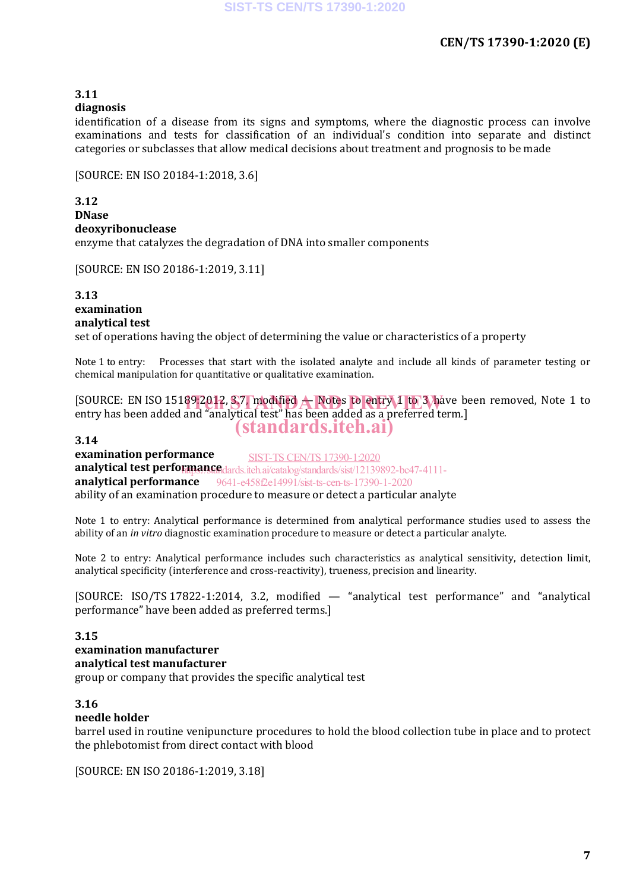**3.11**
**diagnosis**
identification of a disease from its signs and symptoms, where the diagnostic process can involve examinations and tests for classification of an individual's condition into separate and distinct categories or subclasses that allow medical decisions about treatment and prognosis to be made

[SOURCE: EN ISO 20184-1:2018, 3.6]

**3.12**
**DNase**
**deoxyribonuclease**
enzyme that catalyzes the degradation of DNA into smaller components

[SOURCE: EN ISO 20186-1:2019, 3.11]

**3.13**
**examination**
**analytical test**
set of operations having the object of determining the value or characteristics of a property

Note 1 to entry: Processes that start with the isolated analyte and include all kinds of parameter testing or chemical manipulation for quantitative or qualitative examination.

[SOURCE: EN ISO 15189:2012, 3.7, modified — Notes to entry 1 to 3 have been removed, Note 1 to entry has been added and "analytical test" has been added as a preferred term.]

**3.14**
**examination performance**
**analytical test performance**
**analytical performance**
ability of an examination procedure to measure or detect a particular analyte

Note 1 to entry: Analytical performance is determined from analytical performance studies used to assess the ability of an *in vitro* diagnostic examination procedure to measure or detect a particular analyte.

Note 2 to entry: Analytical performance includes such characteristics as analytical sensitivity, detection limit, analytical specificity (interference and cross-reactivity), trueness, precision and linearity.

[SOURCE: ISO/TS 17822-1:2014, 3.2, modified — "analytical test performance" and "analytical performance" have been added as preferred terms.]

**3.15**
**examination manufacturer**
**analytical test manufacturer**
group or company that provides the specific analytical test

**3.16**
**needle holder**
barrel used in routine venipuncture procedures to hold the blood collection tube in place and to protect the phlebotomist from direct contact with blood

[SOURCE: EN ISO 20186-1:2019, 3.18]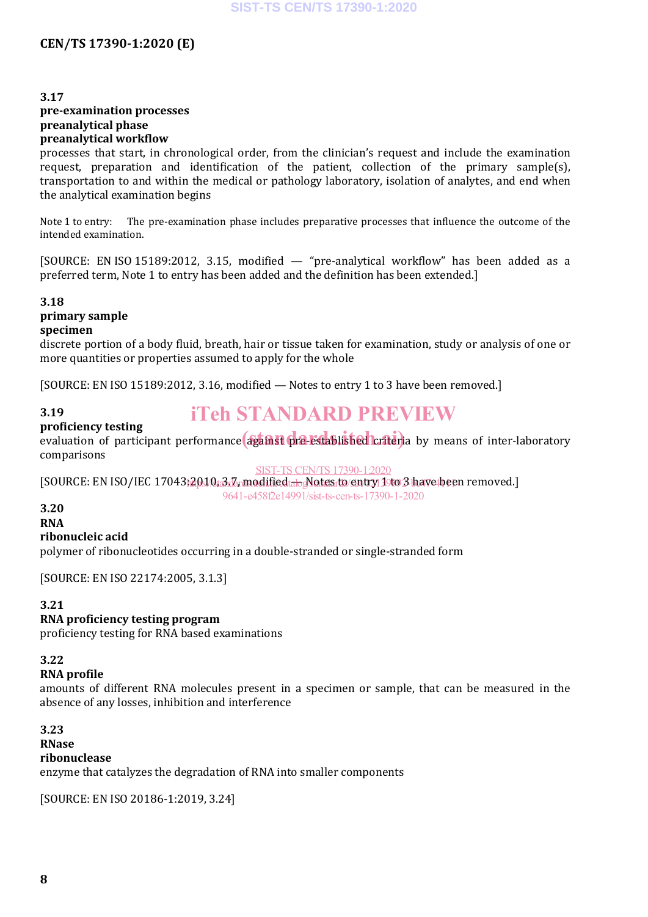**3.17**
**pre-examination processes**
**preanalytical phase**
**preanalytical workflow**
processes that start, in chronological order, from the clinician's request and include the examination request, preparation and identification of the patient, collection of the primary sample(s), transportation to and within the medical or pathology laboratory, isolation of analytes, and end when the analytical examination begins

Note 1 to entry: The pre-examination phase includes preparative processes that influence the outcome of the intended examination.

[SOURCE: EN ISO 15189:2012, 3.15, modified — "pre-analytical workflow" has been added as a preferred term, Note 1 to entry has been added and the definition has been extended.]

**3.18**
**primary sample**
**specimen**
discrete portion of a body fluid, breath, hair or tissue taken for examination, study or analysis of one or more quantities or properties assumed to apply for the whole

[SOURCE: EN ISO 15189:2012, 3.16, modified — Notes to entry 1 to 3 have been removed.]

**3.19**
**proficiency testing**
evaluation of participant performance against pre-established criteria by means of inter-laboratory comparisons

[SOURCE: EN ISO/IEC 17043:2010, 3.7, modified — Notes to entry 1 to 3 have been removed.]

**3.20**
**RNA**
**ribonucleic acid**
polymer of ribonucleotides occurring in a double-stranded or single-stranded form

[SOURCE: EN ISO 22174:2005, 3.1.3]

**3.21**
**RNA proficiency testing program**
proficiency testing for RNA based examinations

**3.22**
**RNA profile**
amounts of different RNA molecules present in a specimen or sample, that can be measured in the absence of any losses, inhibition and interference

**3.23**
**RNase**
**ribonuclease**
enzyme that catalyzes the degradation of RNA into smaller components

[SOURCE: EN ISO 20186-1:2019, 3.24]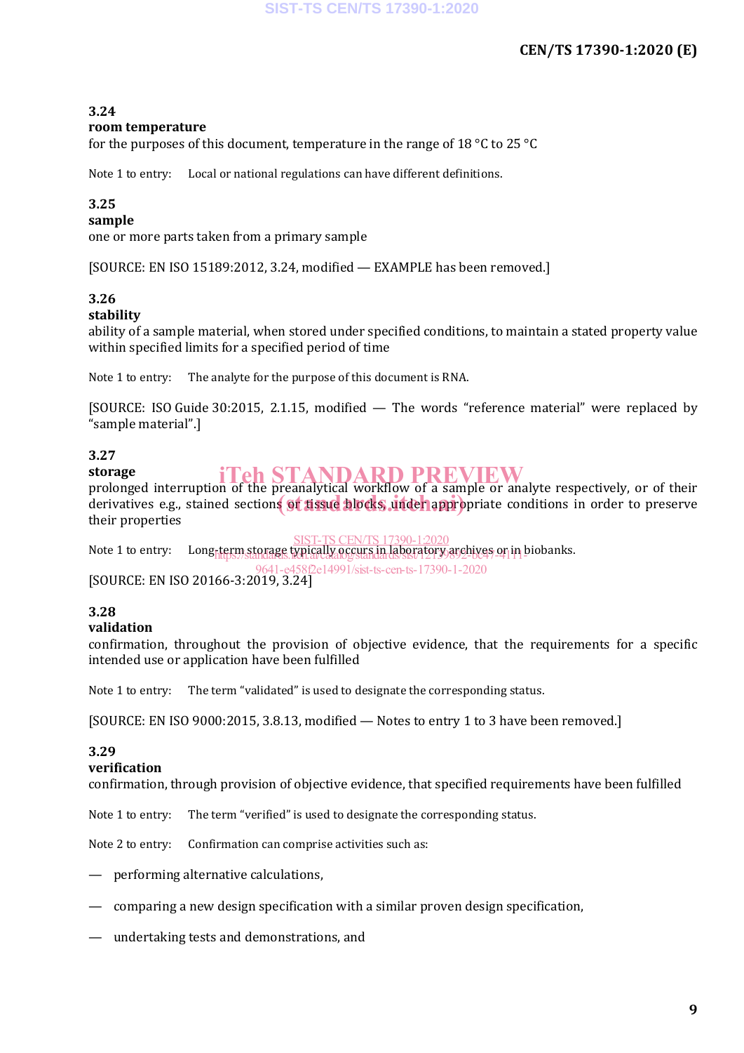**3.24**
**room temperature**
for the purposes of this document, temperature in the range of 18 °C to 25 °C

Note 1 to entry: Local or national regulations can have different definitions.

**3.25**
**sample**
one or more parts taken from a primary sample

[SOURCE: EN ISO 15189:2012, 3.24, modified — EXAMPLE has been removed.]

**3.26**
**stability**
ability of a sample material, when stored under specified conditions, to maintain a stated property value within specified limits for a specified period of time

Note 1 to entry: The analyte for the purpose of this document is RNA.

[SOURCE: ISO Guide 30:2015, 2.1.15, modified — The words "reference material" were replaced by "sample material".]

**3.27**
**storage**
prolonged interruption of the preanalytical workflow of a sample or analyte respectively, or of their derivatives e.g., stained sections or tissue blocks, under appropriate conditions in order to preserve their properties

Note 1 to entry: Long-term storage typically occurs in laboratory archives or in biobanks.

[SOURCE: EN ISO 20166-3:2019, 3.24]

**3.28**
**validation**
confirmation, throughout the provision of objective evidence, that the requirements for a specific intended use or application have been fulfilled

Note 1 to entry: The term "validated" is used to designate the corresponding status.

[SOURCE: EN ISO 9000:2015, 3.8.13, modified — Notes to entry 1 to 3 have been removed.]

**3.29**
**verification**
confirmation, through provision of objective evidence, that specified requirements have been fulfilled

Note 1 to entry: The term "verified" is used to designate the corresponding status.

Note 2 to entry: Confirmation can comprise activities such as:

— performing alternative calculations,

— comparing a new design specification with a similar proven design specification,

— undertaking tests and demonstrations, and